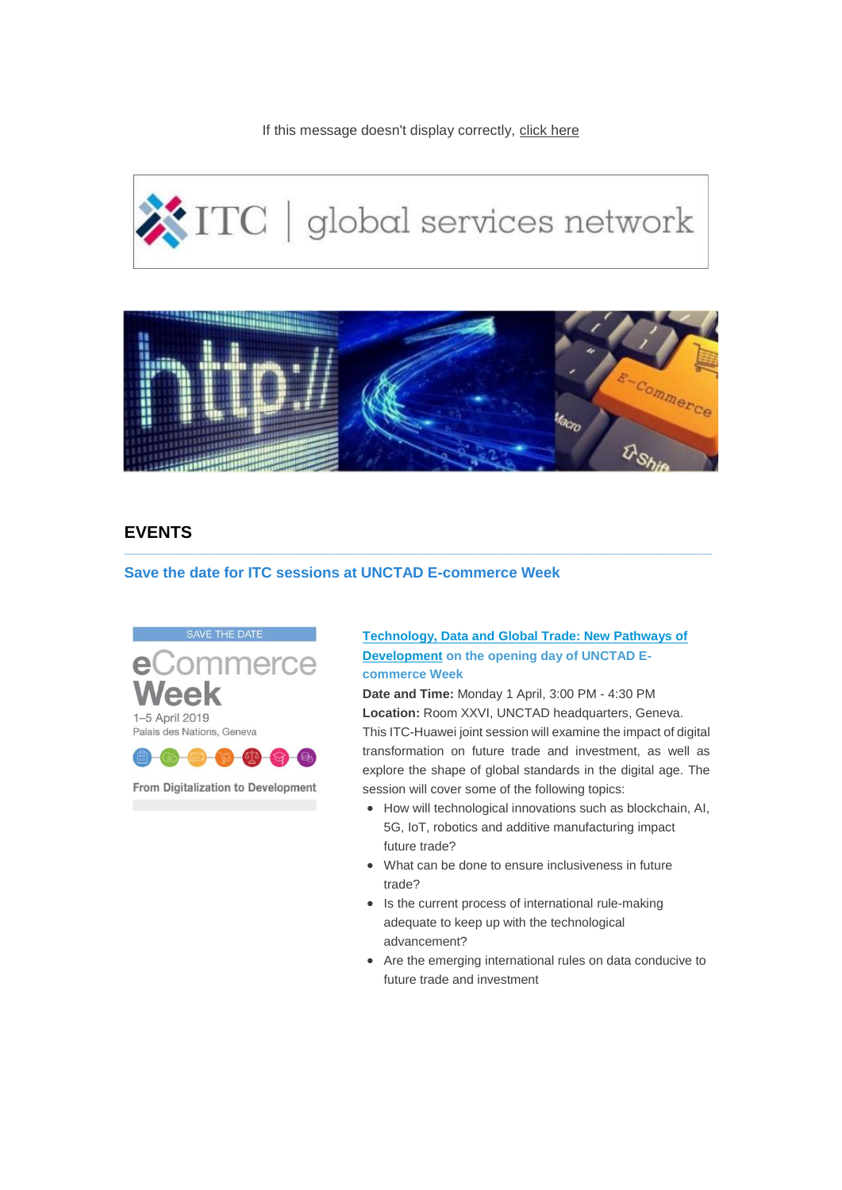If this message doesn't display correctly, click here

## EVENTS

### Save the date for ITC sessions at UNCTAD E-commerce Week

SAVE THE DATE

eCommerce Week

1–5 April 2019
Palais des Nations, Geneva

From Digitalization to Development

**Technology, Data and Global Trade: New Pathways of Development on the opening day of UNCTAD E-commerce Week**

**Date and Time:** Monday 1 April, 3:00 PM - 4:30 PM
**Location:** Room XXVI, UNCTAD headquarters, Geneva.

This ITC-Huawei joint session will examine the impact of digital transformation on future trade and investment, as well as explore the shape of global standards in the digital age. The session will cover some of the following topics:

- How will technological innovations such as blockchain, AI, 5G, IoT, robotics and additive manufacturing impact future trade?
- What can be done to ensure inclusiveness in future trade?
- Is the current process of international rule-making adequate to keep up with the technological advancement?
- Are the emerging international rules on data conducive to future trade and investment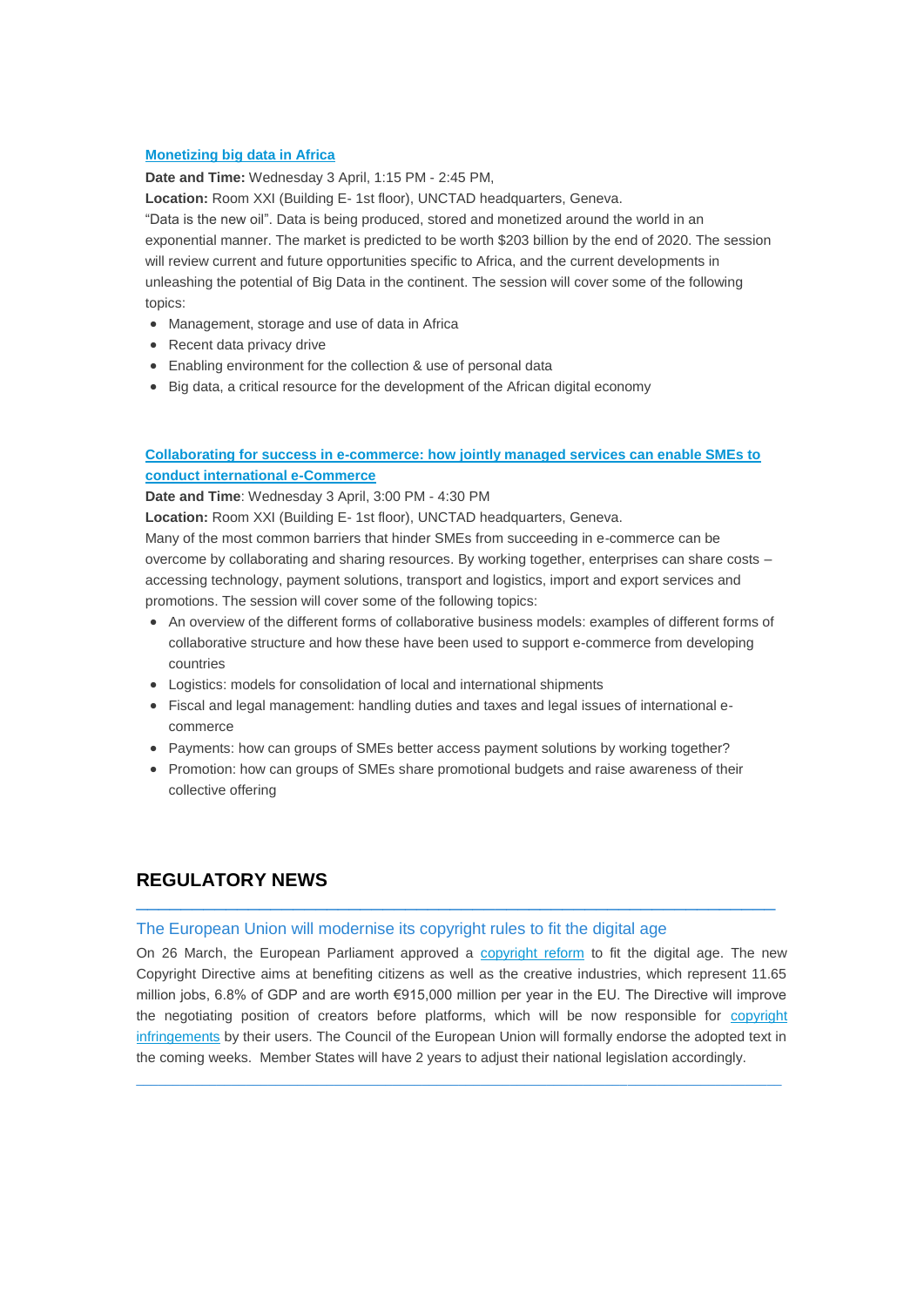**[Monetizing big data in Africa](#)**

**Date and Time:** Wednesday 3 April, 1:15 PM - 2:45 PM,

**Location:** Room XXI (Building E- 1st floor), UNCTAD headquarters, Geneva.

"Data is the new oil". Data is being produced, stored and monetized around the world in an exponential manner. The market is predicted to be worth $203 billion by the end of 2020. The session will review current and future opportunities specific to Africa, and the current developments in unleashing the potential of Big Data in the continent. The session will cover some of the following topics:

- Management, storage and use of data in Africa
- Recent data privacy drive
- Enabling environment for the collection & use of personal data
- Big data, a critical resource for the development of the African digital economy

**[Collaborating for success in e-commerce: how jointly managed services can enable SMEs to conduct international e-Commerce](#)**

**Date and Time**: Wednesday 3 April, 3:00 PM - 4:30 PM

**Location:** Room XXI (Building E- 1st floor), UNCTAD headquarters, Geneva.

Many of the most common barriers that hinder SMEs from succeeding in e-commerce can be overcome by collaborating and sharing resources. By working together, enterprises can share costs – accessing technology, payment solutions, transport and logistics, import and export services and promotions. The session will cover some of the following topics:

- An overview of the different forms of collaborative business models: examples of different forms of collaborative structure and how these have been used to support e-commerce from developing countries
- Logistics: models for consolidation of local and international shipments
- Fiscal and legal management: handling duties and taxes and legal issues of international e-commerce
- Payments: how can groups of SMEs better access payment solutions by working together?
- Promotion: how can groups of SMEs share promotional budgets and raise awareness of their collective offering

## REGULATORY NEWS

### The European Union will modernise its copyright rules to fit the digital age

On 26 March, the European Parliament approved a [copyright reform](#) to fit the digital age. The new Copyright Directive aims at benefiting citizens as well as the creative industries, which represent 11.65 million jobs, 6.8% of GDP and are worth €915,000 million per year in the EU. The Directive will improve the negotiating position of creators before platforms, which will be now responsible for [copyright infringements](#) by their users. The Council of the European Union will formally endorse the adopted text in the coming weeks. Member States will have 2 years to adjust their national legislation accordingly.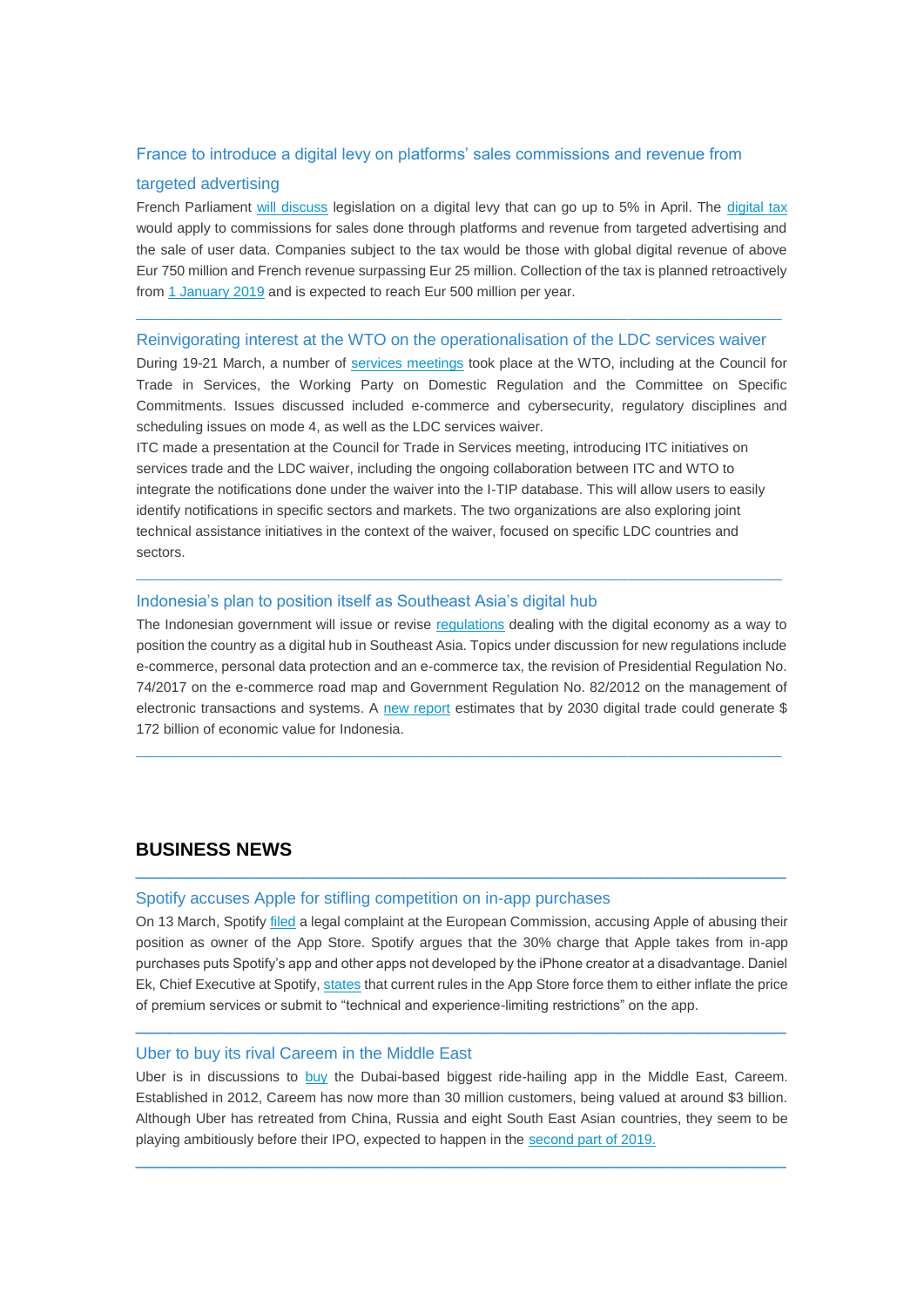### France to introduce a digital levy on platforms' sales commissions and revenue from targeted advertising

French Parliament will discuss legislation on a digital levy that can go up to 5% in April. The digital tax would apply to commissions for sales done through platforms and revenue from targeted advertising and the sale of user data. Companies subject to the tax would be those with global digital revenue of above Eur 750 million and French revenue surpassing Eur 25 million. Collection of the tax is planned retroactively from 1 January 2019 and is expected to reach Eur 500 million per year.

---

### Reinvigorating interest at the WTO on the operationalisation of the LDC services waiver

During 19-21 March, a number of services meetings took place at the WTO, including at the Council for Trade in Services, the Working Party on Domestic Regulation and the Committee on Specific Commitments. Issues discussed included e-commerce and cybersecurity, regulatory disciplines and scheduling issues on mode 4, as well as the LDC services waiver.

ITC made a presentation at the Council for Trade in Services meeting, introducing ITC initiatives on services trade and the LDC waiver, including the ongoing collaboration between ITC and WTO to integrate the notifications done under the waiver into the I-TIP database. This will allow users to easily identify notifications in specific sectors and markets. The two organizations are also exploring joint technical assistance initiatives in the context of the waiver, focused on specific LDC countries and sectors.

---

### Indonesia's plan to position itself as Southeast Asia's digital hub

The Indonesian government will issue or revise regulations dealing with the digital economy as a way to position the country as a digital hub in Southeast Asia. Topics under discussion for new regulations include e-commerce, personal data protection and an e-commerce tax, the revision of Presidential Regulation No. 74/2017 on the e-commerce road map and Government Regulation No. 82/2012 on the management of electronic transactions and systems. A new report estimates that by 2030 digital trade could generate $ 172 billion of economic value for Indonesia.

---

## BUSINESS NEWS

---

### Spotify accuses Apple for stifling competition on in-app purchases

On 13 March, Spotify filed a legal complaint at the European Commission, accusing Apple of abusing their position as owner of the App Store. Spotify argues that the 30% charge that Apple takes from in-app purchases puts Spotify's app and other apps not developed by the iPhone creator at a disadvantage. Daniel Ek, Chief Executive at Spotify, states that current rules in the App Store force them to either inflate the price of premium services or submit to "technical and experience-limiting restrictions" on the app.

---

### Uber to buy its rival Careem in the Middle East

Uber is in discussions to buy the Dubai-based biggest ride-hailing app in the Middle East, Careem. Established in 2012, Careem has now more than 30 million customers, being valued at around $3 billion. Although Uber has retreated from China, Russia and eight South East Asian countries, they seem to be playing ambitiously before their IPO, expected to happen in the second part of 2019.

---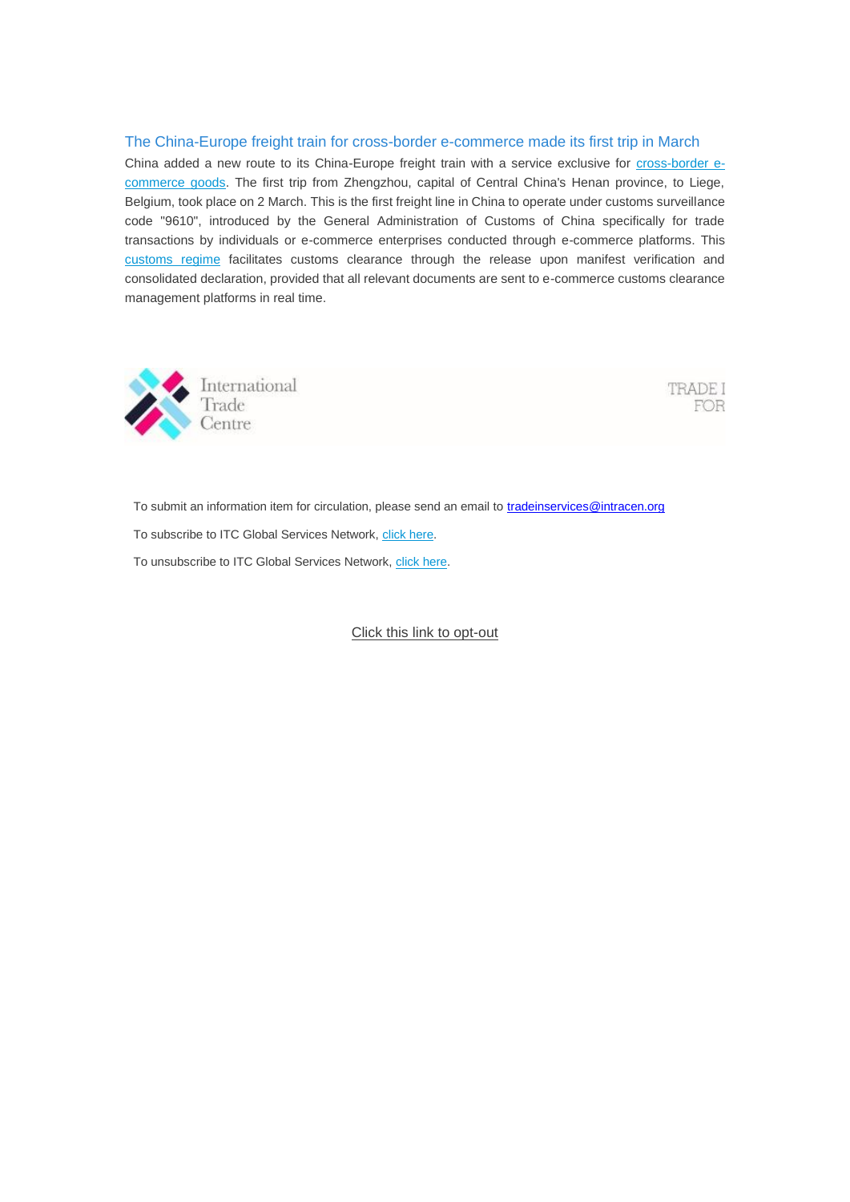### The China-Europe freight train for cross-border e-commerce made its first trip in March

China added a new route to its China-Europe freight train with a service exclusive for cross-border e-commerce goods. The first trip from Zhengzhou, capital of Central China's Henan province, to Liege, Belgium, took place on 2 March. This is the first freight line in China to operate under customs surveillance code "9610", introduced by the General Administration of Customs of China specifically for trade transactions by individuals or e-commerce enterprises conducted through e-commerce platforms. This customs regime facilitates customs clearance through the release upon manifest verification and consolidated declaration, provided that all relevant documents are sent to e-commerce customs clearance management platforms in real time.

International Trade Centre

TRADE I FOR

To submit an information item for circulation, please send an email to tradeinservices@intracen.org

To subscribe to ITC Global Services Network, click here.

To unsubscribe to ITC Global Services Network, click here.

Click this link to opt-out